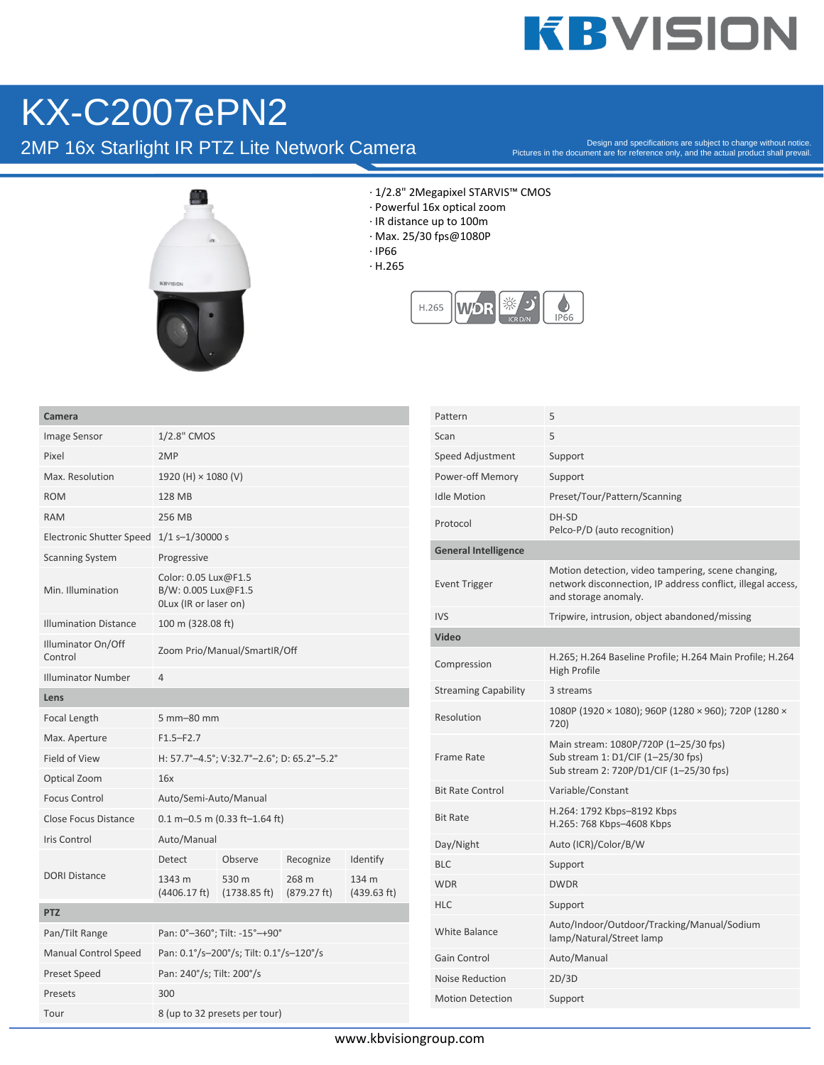# KX-C2007ePN2

## 2MP 16x Starlight IR PTZ Lite Network Camera

Design and specifications are subject to change without notice.
Pictures in the document are for reference only, and the actual product shall prevail.

- 1/2.8" 2Megapixel STARVIS™ CMOS
- Powerful 16x optical zoom
- IR distance up to 100m
- Max. 25/30 fps@1080P
- IP66
- H.265

| **Camera** | | | | |
|---|---|---|---|---|
| Image Sensor | 1/2.8" CMOS | | | |
| Pixel | 2MP | | | |
| Max. Resolution | 1920 (H) × 1080 (V) | | | |
| ROM | 128 MB | | | |
| RAM | 256 MB | | | |
| Electronic Shutter Speed | 1/1 s–1/30000 s | | | |
| Scanning System | Progressive | | | |
| Min. Illumination | Color: 0.05 Lux@F1.5<br>B/W: 0.005 Lux@F1.5<br>0Lux (IR or laser on) | | | |
| Illumination Distance | 100 m (328.08 ft) | | | |
| Illuminator On/Off Control | Zoom Prio/Manual/SmartIR/Off | | | |
| Illuminator Number | 4 | | | |
| **Lens** | | | | |
| Focal Length | 5 mm–80 mm | | | |
| Max. Aperture | F1.5–F2.7 | | | |
| Field of View | H: 57.7°–4.5°; V:32.7°–2.6°; D: 65.2°–5.2° | | | |
| Optical Zoom | 16x | | | |
| Focus Control | Auto/Semi-Auto/Manual | | | |
| Close Focus Distance | 0.1 m–0.5 m (0.33 ft–1.64 ft) | | | |
| Iris Control | Auto/Manual | | | |
| DORI Distance | Detect | Observe | Recognize | Identify |
| | 1343 m (4406.17 ft) | 530 m (1738.85 ft) | 268 m (879.27 ft) | 134 m (439.63 ft) |
| **PTZ** | | | | |
| Pan/Tilt Range | Pan: 0°–360°; Tilt: -15°–+90° | | | |
| Manual Control Speed | Pan: 0.1°/s–200°/s; Tilt: 0.1°/s–120°/s | | | |
| Preset Speed | Pan: 240°/s; Tilt: 200°/s | | | |
| Presets | 300 | | | |
| Tour | 8 (up to 32 presets per tour) | | | |
| Pattern | 5 | | | |
| Scan | 5 | | | |
| Speed Adjustment | Support | | | |
| Power-off Memory | Support | | | |
| Idle Motion | Preset/Tour/Pattern/Scanning | | | |
| Protocol | DH-SD<br>Pelco-P/D (auto recognition) | | | |
| **General Intelligence** | | | | |
| Event Trigger | Motion detection, video tampering, scene changing, network disconnection, IP address conflict, illegal access, and storage anomaly. | | | |
| IVS | Tripwire, intrusion, object abandoned/missing | | | |
| **Video** | | | | |
| Compression | H.265; H.264 Baseline Profile; H.264 Main Profile; H.264 High Profile | | | |
| Streaming Capability | 3 streams | | | |
| Resolution | 1080P (1920 × 1080); 960P (1280 × 960); 720P (1280 × 720) | | | |
| Frame Rate | Main stream: 1080P/720P (1–25/30 fps)<br>Sub stream 1: D1/CIF (1–25/30 fps)<br>Sub stream 2: 720P/D1/CIF (1–25/30 fps) | | | |
| Bit Rate Control | Variable/Constant | | | |
| Bit Rate | H.264: 1792 Kbps–8192 Kbps<br>H.265: 768 Kbps–4608 Kbps | | | |
| Day/Night | Auto (ICR)/Color/B/W | | | |
| BLC | Support | | | |
| WDR | DWDR | | | |
| HLC | Support | | | |
| White Balance | Auto/Indoor/Outdoor/Tracking/Manual/Sodium lamp/Natural/Street lamp | | | |
| Gain Control | Auto/Manual | | | |
| Noise Reduction | 2D/3D | | | |
| Motion Detection | Support | | | |

www.kbvisiongroup.com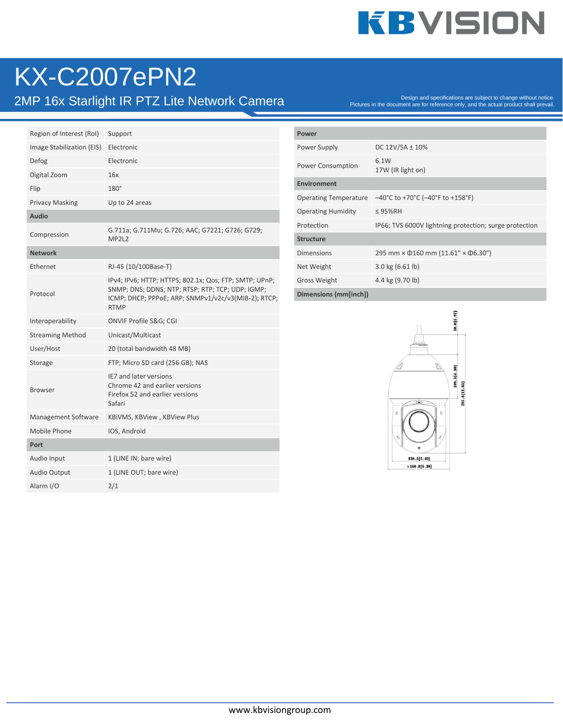# KX-C2007ePN2

## 2MP 16x Starlight IR PTZ Lite Network Camera

Design and specifications are subject to change without notice.
Pictures in the document are for reference only, and the actual product shall prevail.

| | |
|---|---|
| Region of Interest (RoI) | Support |
| Image Stabilization (EIS) | Electronic |
| Defog | Electronic |
| Digital Zoom | 16x |
| Flip | 180° |
| Privacy Masking | Up to 24 areas |
| **Audio** | |
| Compression | G.711a; G.711Mu; G.726; AAC; G7221; G726; G729; MP2L2 |
| **Network** | |
| Ethernet | RJ-45 (10/100Base-T) |
| Protocol | IPv4; IPv6; HTTP; HTTPS; 802.1x; Qos; FTP; SMTP; UPnP; SNMP; DNS; DDNS; NTP; RTSP; RTP; TCP; UDP; IGMP; ICMP; DHCP; PPPoE; ARP; SNMPv1/v2c/v3(MIB-2); RTCP; RTMP |
| Interoperability | ONVIF Profile S&G; CGI |
| Streaming Method | Unicast/Multicast |
| User/Host | 20 (total bandwidth 48 MB) |
| Storage | FTP; Micro SD card (256 GB); NAS |
| Browser | IE7 and later versions<br>Chrome 42 and earlier versions<br>Firefox 52 and earlier versions<br>Safari |
| Management Software | KBiVMS, KBView , KBView Plus |
| Mobile Phone | IOS, Android |
| **Port** | |
| Audio Input | 1 (LINE IN; bare wire) |
| Audio Output | 1 (LINE OUT; bare wire) |
| Alarm I/O | 2/1 |

| | |
|---|---|
| **Power** | |
| Power Supply | DC 12V/5A ± 10% |
| Power Consumption | 6.1W<br>17W (IR light on) |
| **Environment** | |
| Operating Temperature | –40°C to +70°C (–40°F to +158°F) |
| Operating Humidity | ≤ 95%RH |
| Protection | IP66; TVS 6000V lightning protection; surge protection |
| **Structure** | |
| Dimensions | 295 mm × Φ160 mm (11.61" × Φ6.30") |
| Net Weight | 3.0 kg (6.61 lb) |
| Gross Weight | 4.4 kg (9.70 lb) |
| **Dimensions (mm[inch])** | |

50.0[1.97]
109.3[4.30]
295.4[11.63]
139.5[5.49]
Φ160.0[6.30]

www.kbvisiongroup.com